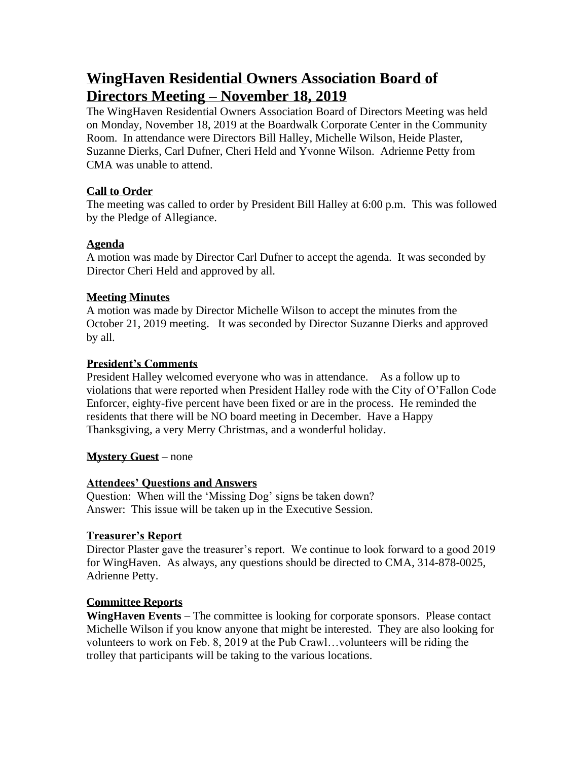# WingHaven Residential Owners Association Board of Directors Meeting – November 18, 2019

The WingHaven Residential Owners Association Board of Directors Meeting was held on Monday, November 18, 2019 at the Boardwalk Corporate Center in the Community Room. In attendance were Directors Bill Halley, Michelle Wilson, Heide Plaster, Suzanne Dierks, Carl Dufner, Cheri Held and Yvonne Wilson. Adrienne Petty from CMA was unable to attend.

### Call to Order

The meeting was called to order by President Bill Halley at 6:00 p.m. This was followed by the Pledge of Allegiance.

### Agenda

A motion was made by Director Carl Dufner to accept the agenda. It was seconded by Director Cheri Held and approved by all.

### Meeting Minutes

A motion was made by Director Michelle Wilson to accept the minutes from the October 21, 2019 meeting. It was seconded by Director Suzanne Dierks and approved by all.

### President's Comments

President Halley welcomed everyone who was in attendance. As a follow up to violations that were reported when President Halley rode with the City of O'Fallon Code Enforcer, eighty-five percent have been fixed or are in the process. He reminded the residents that there will be NO board meeting in December. Have a Happy Thanksgiving, a very Merry Christmas, and a wonderful holiday.

**Mystery Guest** – none

### Attendees' Questions and Answers

Question: When will the 'Missing Dog' signs be taken down?
Answer: This issue will be taken up in the Executive Session.

### Treasurer's Report

Director Plaster gave the treasurer's report. We continue to look forward to a good 2019 for WingHaven. As always, any questions should be directed to CMA, 314-878-0025, Adrienne Petty.

### Committee Reports

**WingHaven Events** – The committee is looking for corporate sponsors. Please contact Michelle Wilson if you know anyone that might be interested. They are also looking for volunteers to work on Feb. 8, 2019 at the Pub Crawl…volunteers will be riding the trolley that participants will be taking to the various locations.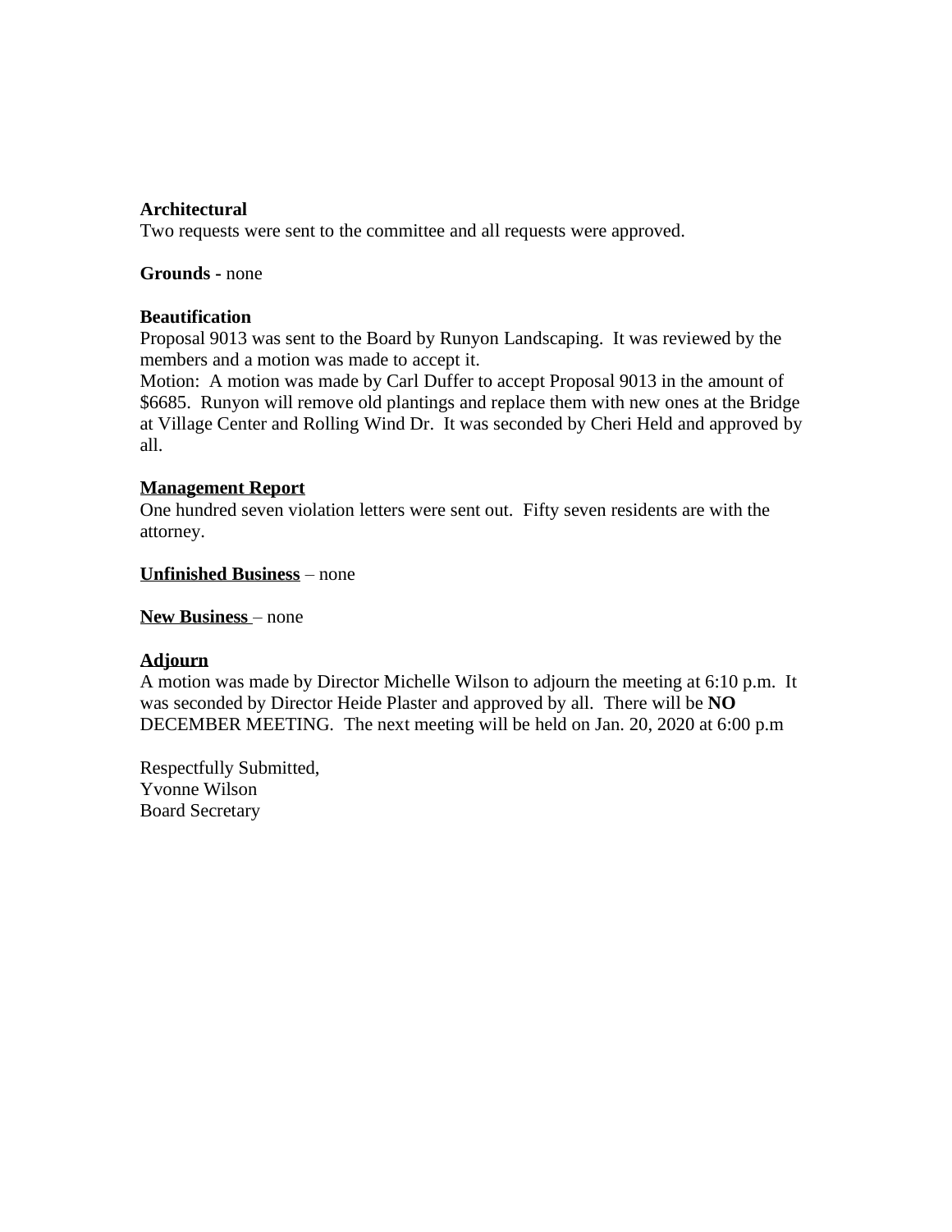**Architectural**
Two requests were sent to the committee and all requests were approved.

**Grounds -** none

**Beautification**
Proposal 9013 was sent to the Board by Runyon Landscaping. It was reviewed by the members and a motion was made to accept it.
Motion: A motion was made by Carl Duffer to accept Proposal 9013 in the amount of $6685. Runyon will remove old plantings and replace them with new ones at the Bridge at Village Center and Rolling Wind Dr. It was seconded by Cheri Held and approved by all.

**Management Report**
One hundred seven violation letters were sent out. Fifty seven residents are with the attorney.

**Unfinished Business** – none

**New Business** – none

**Adjourn**
A motion was made by Director Michelle Wilson to adjourn the meeting at 6:10 p.m. It was seconded by Director Heide Plaster and approved by all. There will be **NO** DECEMBER MEETING. The next meeting will be held on Jan. 20, 2020 at 6:00 p.m

Respectfully Submitted,
Yvonne Wilson
Board Secretary